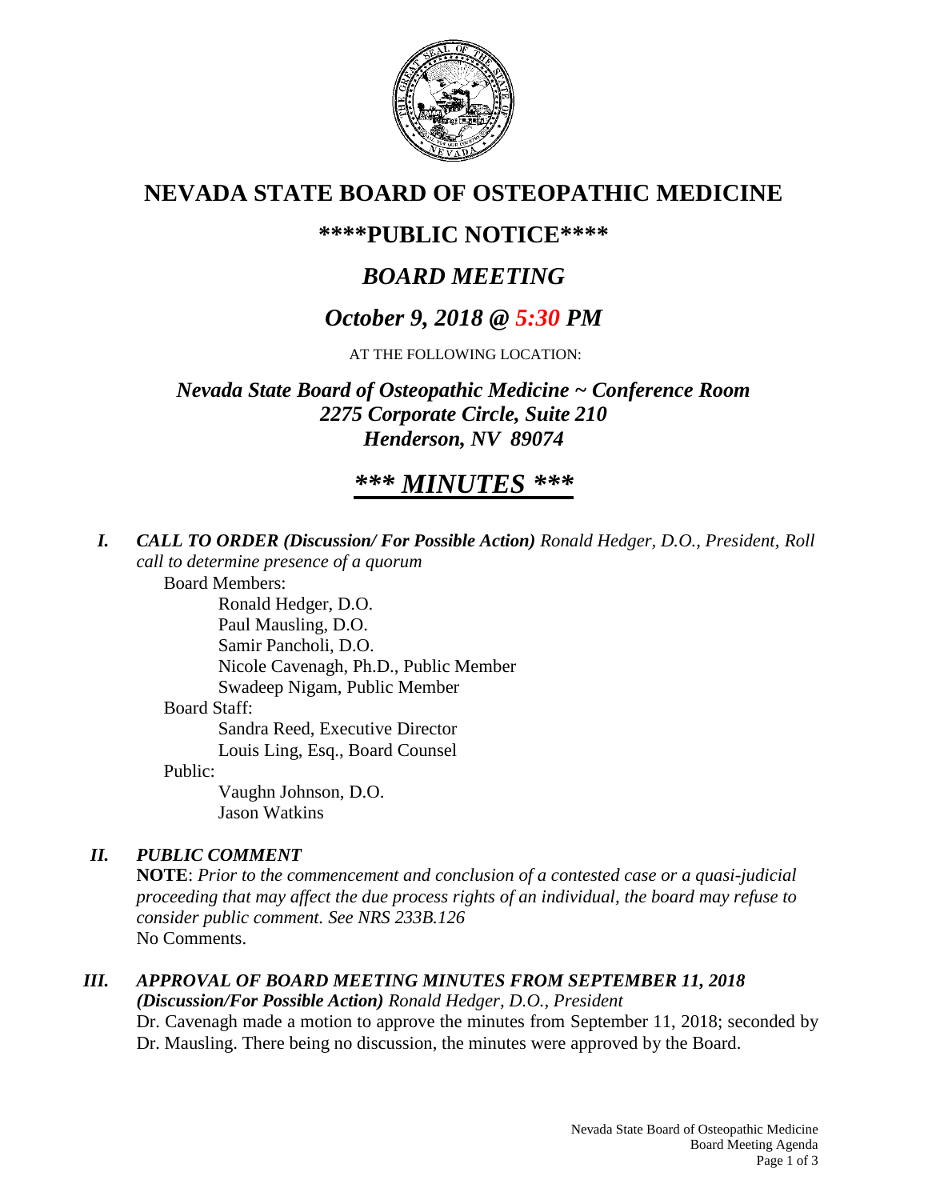# NEVADA STATE BOARD OF OSTEOPATHIC MEDICINE

## \*\*\*\*PUBLIC NOTICE\*\*\*\*

## *BOARD MEETING*

## *October 9, 2018 @ 5:30 PM*

AT THE FOLLOWING LOCATION:

***Nevada State Board of Osteopathic Medicine ~ Conference Room***
***2275 Corporate Circle, Suite 210***
***Henderson, NV 89074***

## ***\*\*\* MINUTES \*\*\****

***I. CALL TO ORDER (Discussion/ For Possible Action)*** *Ronald Hedger, D.O., President, Roll call to determine presence of a quorum*

Board Members:

- Ronald Hedger, D.O.
- Paul Mausling, D.O.
- Samir Pancholi, D.O.
- Nicole Cavenagh, Ph.D., Public Member
- Swadeep Nigam, Public Member

Board Staff:

- Sandra Reed, Executive Director
- Louis Ling, Esq., Board Counsel

Public:

- Vaughn Johnson, D.O.
- Jason Watkins

***II. PUBLIC COMMENT***

**NOTE**: *Prior to the commencement and conclusion of a contested case or a quasi-judicial proceeding that may affect the due process rights of an individual, the board may refuse to consider public comment. See NRS 233B.126*

No Comments.

***III. APPROVAL OF BOARD MEETING MINUTES FROM SEPTEMBER 11, 2018 (Discussion/For Possible Action)*** *Ronald Hedger, D.O., President*

Dr. Cavenagh made a motion to approve the minutes from September 11, 2018; seconded by Dr. Mausling. There being no discussion, the minutes were approved by the Board.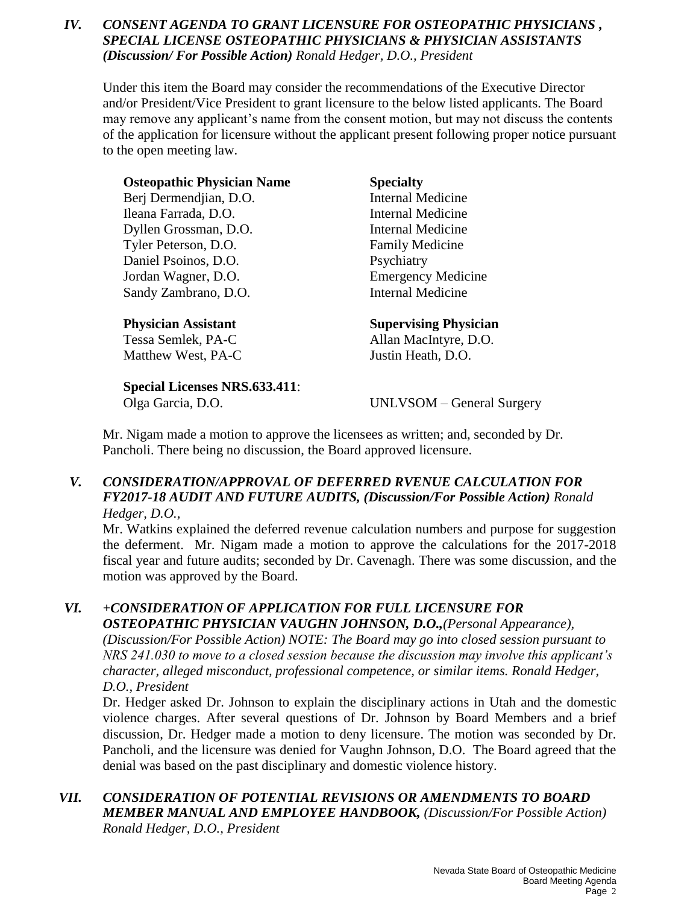## IV. *CONSENT AGENDA TO GRANT LICENSURE FOR OSTEOPATHIC PHYSICIANS , SPECIAL LICENSE OSTEOPATHIC PHYSICIANS & PHYSICIAN ASSISTANTS (Discussion/ For Possible Action) Ronald Hedger, D.O., President*

Under this item the Board may consider the recommendations of the Executive Director and/or President/Vice President to grant licensure to the below listed applicants. The Board may remove any applicant's name from the consent motion, but may not discuss the contents of the application for licensure without the applicant present following proper notice pursuant to the open meeting law.

| **Osteopathic Physician Name** | **Specialty** |
|---|---|
| Berj Dermendjian, D.O. | Internal Medicine |
| Ileana Farrada, D.O. | Internal Medicine |
| Dyllen Grossman, D.O. | Internal Medicine |
| Tyler Peterson, D.O. | Family Medicine |
| Daniel Psoinos, D.O. | Psychiatry |
| Jordan Wagner, D.O. | Emergency Medicine |
| Sandy Zambrano, D.O. | Internal Medicine |

| **Physician Assistant** | **Supervising Physician** |
|---|---|
| Tessa Semlek, PA-C | Allan MacIntyre, D.O. |
| Matthew West, PA-C | Justin Heath, D.O. |

**Special Licenses NRS.633.411**:

Olga Garcia, D.O. — UNLVSOM – General Surgery

Mr. Nigam made a motion to approve the licensees as written; and, seconded by Dr. Pancholi. There being no discussion, the Board approved licensure.

## V. *CONSIDERATION/APPROVAL OF DEFERRED RVENUE CALCULATION FOR FY2017-18 AUDIT AND FUTURE AUDITS, (Discussion/For Possible Action) Ronald Hedger, D.O.,*

Mr. Watkins explained the deferred revenue calculation numbers and purpose for suggestion the deferment. Mr. Nigam made a motion to approve the calculations for the 2017-2018 fiscal year and future audits; seconded by Dr. Cavenagh. There was some discussion, and the motion was approved by the Board.

## VI. *+CONSIDERATION OF APPLICATION FOR FULL LICENSURE FOR OSTEOPATHIC PHYSICIAN VAUGHN JOHNSON, D.O.,(Personal Appearance), (Discussion/For Possible Action) NOTE: The Board may go into closed session pursuant to NRS 241.030 to move to a closed session because the discussion may involve this applicant's character, alleged misconduct, professional competence, or similar items. Ronald Hedger, D.O., President*

Dr. Hedger asked Dr. Johnson to explain the disciplinary actions in Utah and the domestic violence charges. After several questions of Dr. Johnson by Board Members and a brief discussion, Dr. Hedger made a motion to deny licensure. The motion was seconded by Dr. Pancholi, and the licensure was denied for Vaughn Johnson, D.O. The Board agreed that the denial was based on the past disciplinary and domestic violence history.

## VII. *CONSIDERATION OF POTENTIAL REVISIONS OR AMENDMENTS TO BOARD MEMBER MANUAL AND EMPLOYEE HANDBOOK, (Discussion/For Possible Action) Ronald Hedger, D.O., President*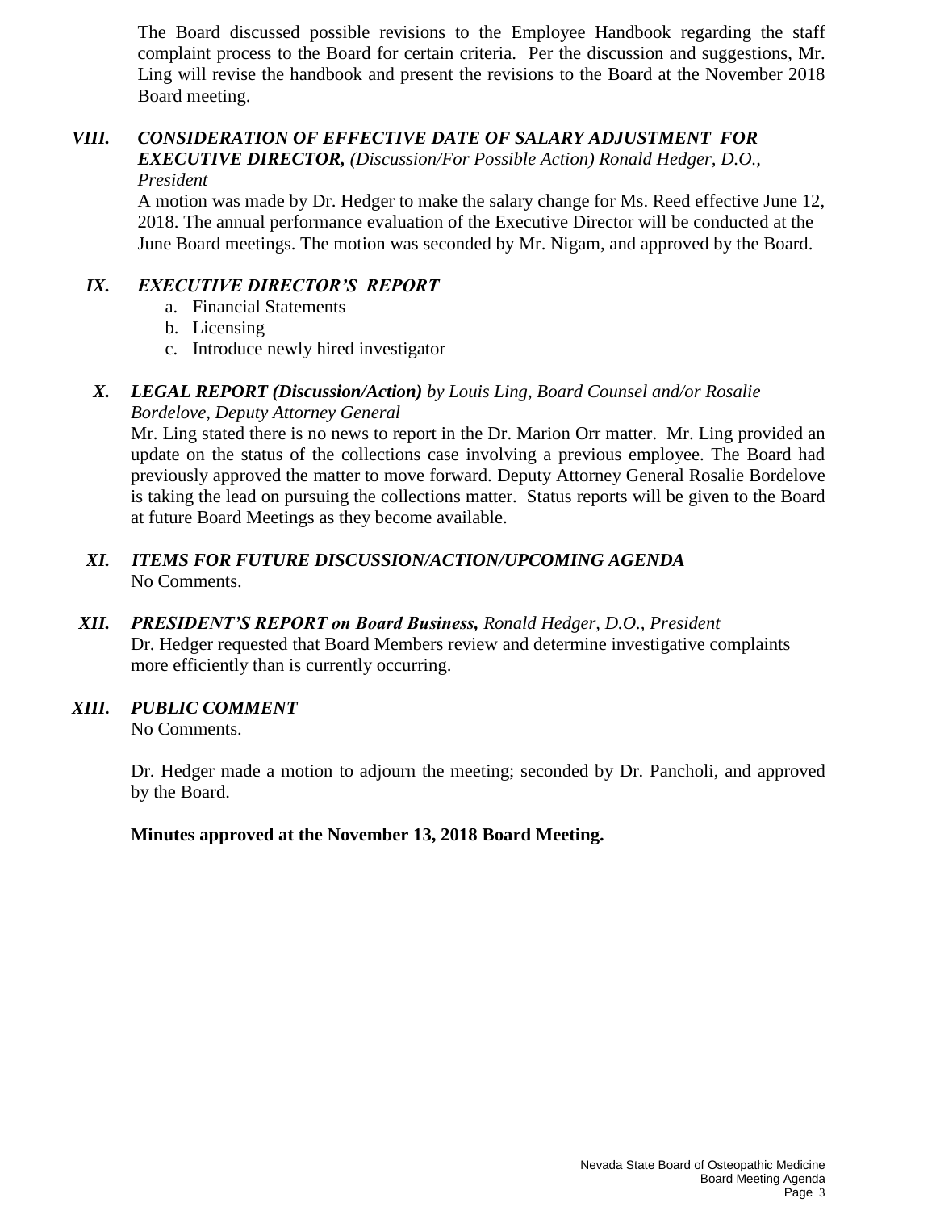The Board discussed possible revisions to the Employee Handbook regarding the staff complaint process to the Board for certain criteria. Per the discussion and suggestions, Mr. Ling will revise the handbook and present the revisions to the Board at the November 2018 Board meeting.

## *VIII. CONSIDERATION OF EFFECTIVE DATE OF SALARY ADJUSTMENT FOR EXECUTIVE DIRECTOR, (Discussion/For Possible Action) Ronald Hedger, D.O., President*

A motion was made by Dr. Hedger to make the salary change for Ms. Reed effective June 12, 2018. The annual performance evaluation of the Executive Director will be conducted at the June Board meetings. The motion was seconded by Mr. Nigam, and approved by the Board.

## *IX. EXECUTIVE DIRECTOR'S REPORT*

a. Financial Statements
b. Licensing
c. Introduce newly hired investigator

## *X. LEGAL REPORT (Discussion/Action) by Louis Ling, Board Counsel and/or Rosalie Bordelove, Deputy Attorney General*

Mr. Ling stated there is no news to report in the Dr. Marion Orr matter. Mr. Ling provided an update on the status of the collections case involving a previous employee. The Board had previously approved the matter to move forward. Deputy Attorney General Rosalie Bordelove is taking the lead on pursuing the collections matter. Status reports will be given to the Board at future Board Meetings as they become available.

## *XI. ITEMS FOR FUTURE DISCUSSION/ACTION/UPCOMING AGENDA*

No Comments.

## *XII. PRESIDENT'S REPORT on Board Business, Ronald Hedger, D.O., President*

Dr. Hedger requested that Board Members review and determine investigative complaints more efficiently than is currently occurring.

## *XIII. PUBLIC COMMENT*

No Comments.

Dr. Hedger made a motion to adjourn the meeting; seconded by Dr. Pancholi, and approved by the Board.

**Minutes approved at the November 13, 2018 Board Meeting.**